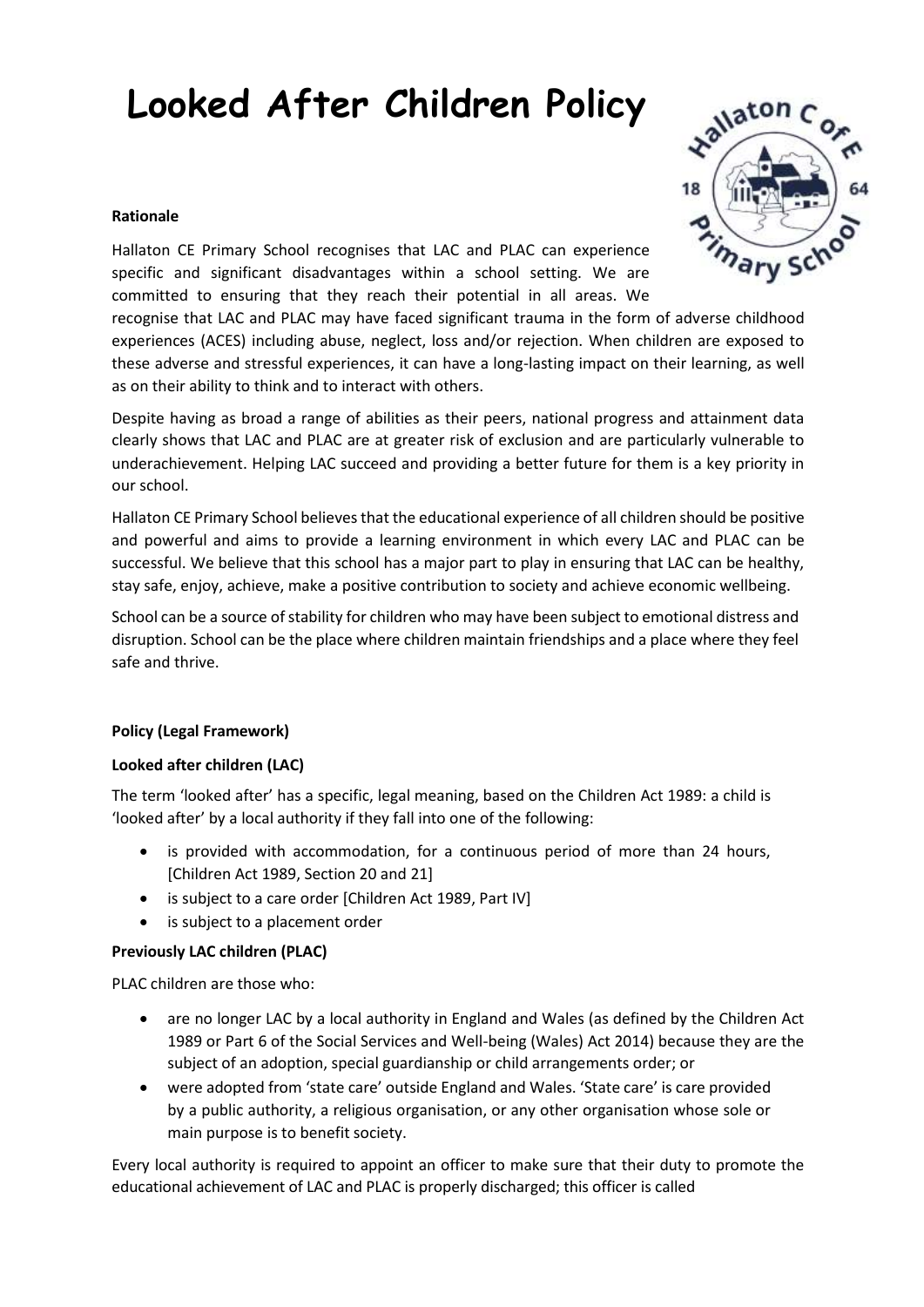# Looked After Children Policy

**Rationale**

Hallaton CE Primary School recognises that LAC and PLAC can experience specific and significant disadvantages within a school setting. We are committed to ensuring that they reach their potential in all areas. We recognise that LAC and PLAC may have faced significant trauma in the form of adverse childhood experiences (ACES) including abuse, neglect, loss and/or rejection. When children are exposed to these adverse and stressful experiences, it can have a long-lasting impact on their learning, as well as on their ability to think and to interact with others.

Despite having as broad a range of abilities as their peers, national progress and attainment data clearly shows that LAC and PLAC are at greater risk of exclusion and are particularly vulnerable to underachievement. Helping LAC succeed and providing a better future for them is a key priority in our school.

Hallaton CE Primary School believes that the educational experience of all children should be positive and powerful and aims to provide a learning environment in which every LAC and PLAC can be successful. We believe that this school has a major part to play in ensuring that LAC can be healthy, stay safe, enjoy, achieve, make a positive contribution to society and achieve economic wellbeing.

School can be a source of stability for children who may have been subject to emotional distress and disruption. School can be the place where children maintain friendships and a place where they feel safe and thrive.

**Policy (Legal Framework)**

**Looked after children (LAC)**

The term 'looked after' has a specific, legal meaning, based on the Children Act 1989: a child is 'looked after' by a local authority if they fall into one of the following:

- is provided with accommodation, for a continuous period of more than 24 hours, [Children Act 1989, Section 20 and 21]
- is subject to a care order [Children Act 1989, Part IV]
- is subject to a placement order

**Previously LAC children (PLAC)**

PLAC children are those who:

- are no longer LAC by a local authority in England and Wales (as defined by the Children Act 1989 or Part 6 of the Social Services and Well-being (Wales) Act 2014) because they are the subject of an adoption, special guardianship or child arrangements order; or
- were adopted from 'state care' outside England and Wales. 'State care' is care provided by a public authority, a religious organisation, or any other organisation whose sole or main purpose is to benefit society.

Every local authority is required to appoint an officer to make sure that their duty to promote the educational achievement of LAC and PLAC is properly discharged; this officer is called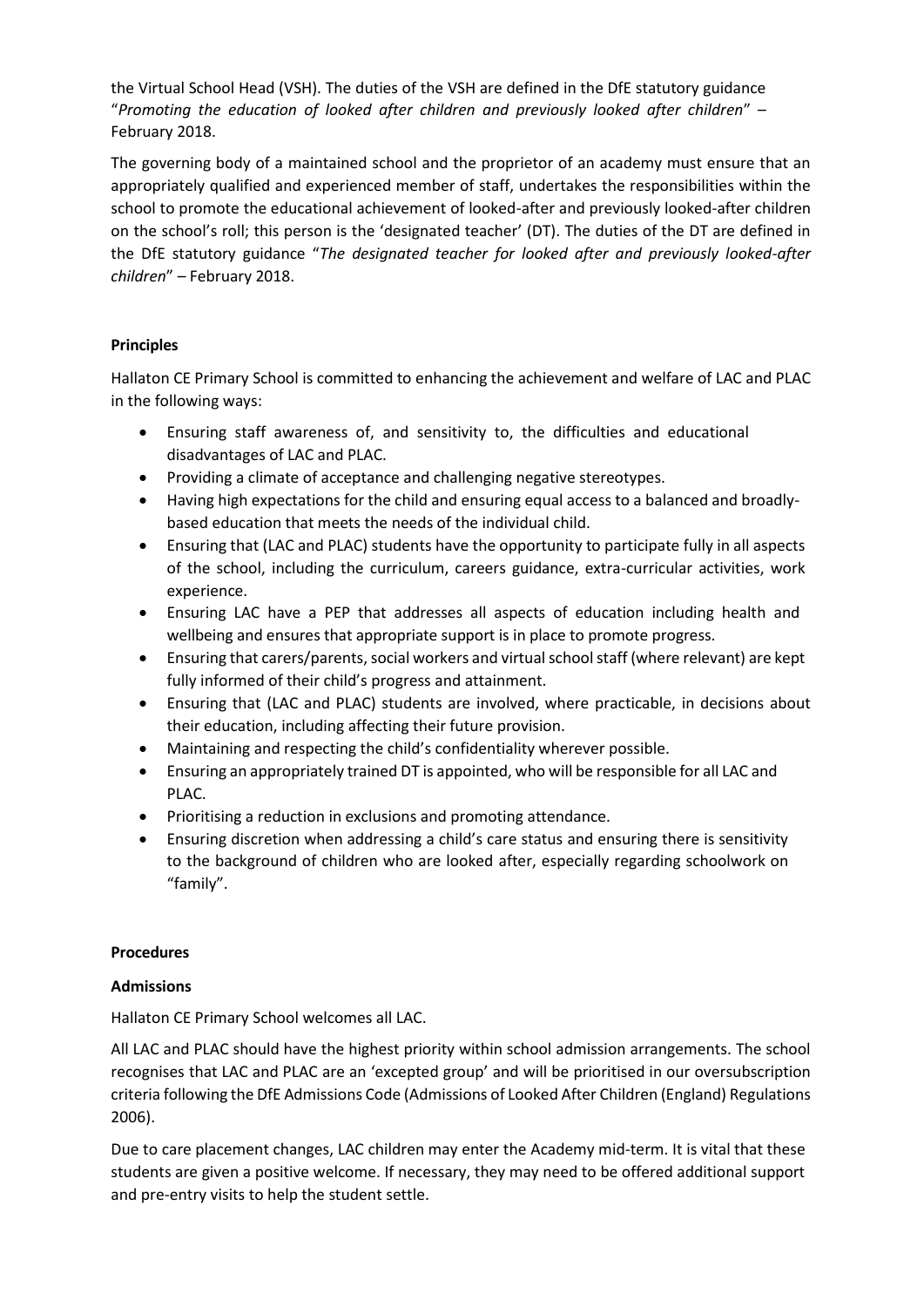the Virtual School Head (VSH). The duties of the VSH are defined in the DfE statutory guidance "*Promoting the education of looked after children and previously looked after children*" – February 2018.

The governing body of a maintained school and the proprietor of an academy must ensure that an appropriately qualified and experienced member of staff, undertakes the responsibilities within the school to promote the educational achievement of looked-after and previously looked-after children on the school's roll; this person is the 'designated teacher' (DT). The duties of the DT are defined in the DfE statutory guidance "*The designated teacher for looked after and previously looked-after children*" – February 2018.

**Principles**

Hallaton CE Primary School is committed to enhancing the achievement and welfare of LAC and PLAC in the following ways:

- Ensuring staff awareness of, and sensitivity to, the difficulties and educational disadvantages of LAC and PLAC.
- Providing a climate of acceptance and challenging negative stereotypes.
- Having high expectations for the child and ensuring equal access to a balanced and broadly-based education that meets the needs of the individual child.
- Ensuring that (LAC and PLAC) students have the opportunity to participate fully in all aspects of the school, including the curriculum, careers guidance, extra-curricular activities, work experience.
- Ensuring LAC have a PEP that addresses all aspects of education including health and wellbeing and ensures that appropriate support is in place to promote progress.
- Ensuring that carers/parents, social workers and virtual school staff (where relevant) are kept fully informed of their child's progress and attainment.
- Ensuring that (LAC and PLAC) students are involved, where practicable, in decisions about their education, including affecting their future provision.
- Maintaining and respecting the child's confidentiality wherever possible.
- Ensuring an appropriately trained DT is appointed, who will be responsible for all LAC and PLAC.
- Prioritising a reduction in exclusions and promoting attendance.
- Ensuring discretion when addressing a child's care status and ensuring there is sensitivity to the background of children who are looked after, especially regarding schoolwork on "family".

**Procedures**

**Admissions**

Hallaton CE Primary School welcomes all LAC.

All LAC and PLAC should have the highest priority within school admission arrangements. The school recognises that LAC and PLAC are an 'excepted group' and will be prioritised in our oversubscription criteria following the DfE Admissions Code (Admissions of Looked After Children (England) Regulations 2006).

Due to care placement changes, LAC children may enter the Academy mid-term. It is vital that these students are given a positive welcome. If necessary, they may need to be offered additional support and pre-entry visits to help the student settle.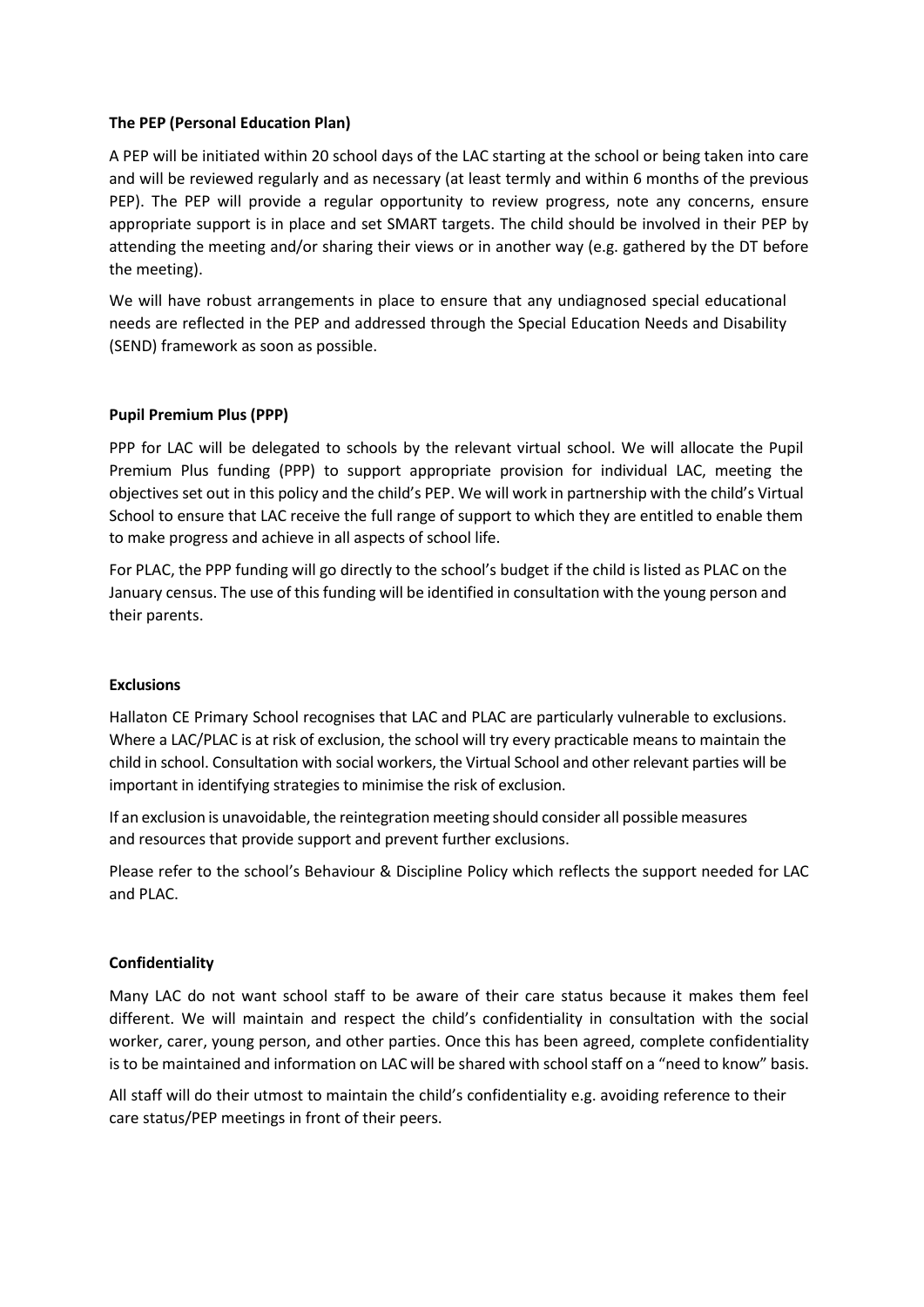**The PEP (Personal Education Plan)**

A PEP will be initiated within 20 school days of the LAC starting at the school or being taken into care and will be reviewed regularly and as necessary (at least termly and within 6 months of the previous PEP). The PEP will provide a regular opportunity to review progress, note any concerns, ensure appropriate support is in place and set SMART targets. The child should be involved in their PEP by attending the meeting and/or sharing their views or in another way (e.g. gathered by the DT before the meeting).

We will have robust arrangements in place to ensure that any undiagnosed special educational needs are reflected in the PEP and addressed through the Special Education Needs and Disability (SEND) framework as soon as possible.

**Pupil Premium Plus (PPP)**

PPP for LAC will be delegated to schools by the relevant virtual school. We will allocate the Pupil Premium Plus funding (PPP) to support appropriate provision for individual LAC, meeting the objectives set out in this policy and the child's PEP. We will work in partnership with the child's Virtual School to ensure that LAC receive the full range of support to which they are entitled to enable them to make progress and achieve in all aspects of school life.

For PLAC, the PPP funding will go directly to the school's budget if the child is listed as PLAC on the January census. The use of this funding will be identified in consultation with the young person and their parents.

**Exclusions**

Hallaton CE Primary School recognises that LAC and PLAC are particularly vulnerable to exclusions. Where a LAC/PLAC is at risk of exclusion, the school will try every practicable means to maintain the child in school. Consultation with social workers, the Virtual School and other relevant parties will be important in identifying strategies to minimise the risk of exclusion.

If an exclusion is unavoidable, the reintegration meeting should consider all possible measures and resources that provide support and prevent further exclusions.

Please refer to the school's Behaviour & Discipline Policy which reflects the support needed for LAC and PLAC.

**Confidentiality**

Many LAC do not want school staff to be aware of their care status because it makes them feel different. We will maintain and respect the child's confidentiality in consultation with the social worker, carer, young person, and other parties. Once this has been agreed, complete confidentiality is to be maintained and information on LAC will be shared with school staff on a "need to know" basis.

All staff will do their utmost to maintain the child's confidentiality e.g. avoiding reference to their care status/PEP meetings in front of their peers.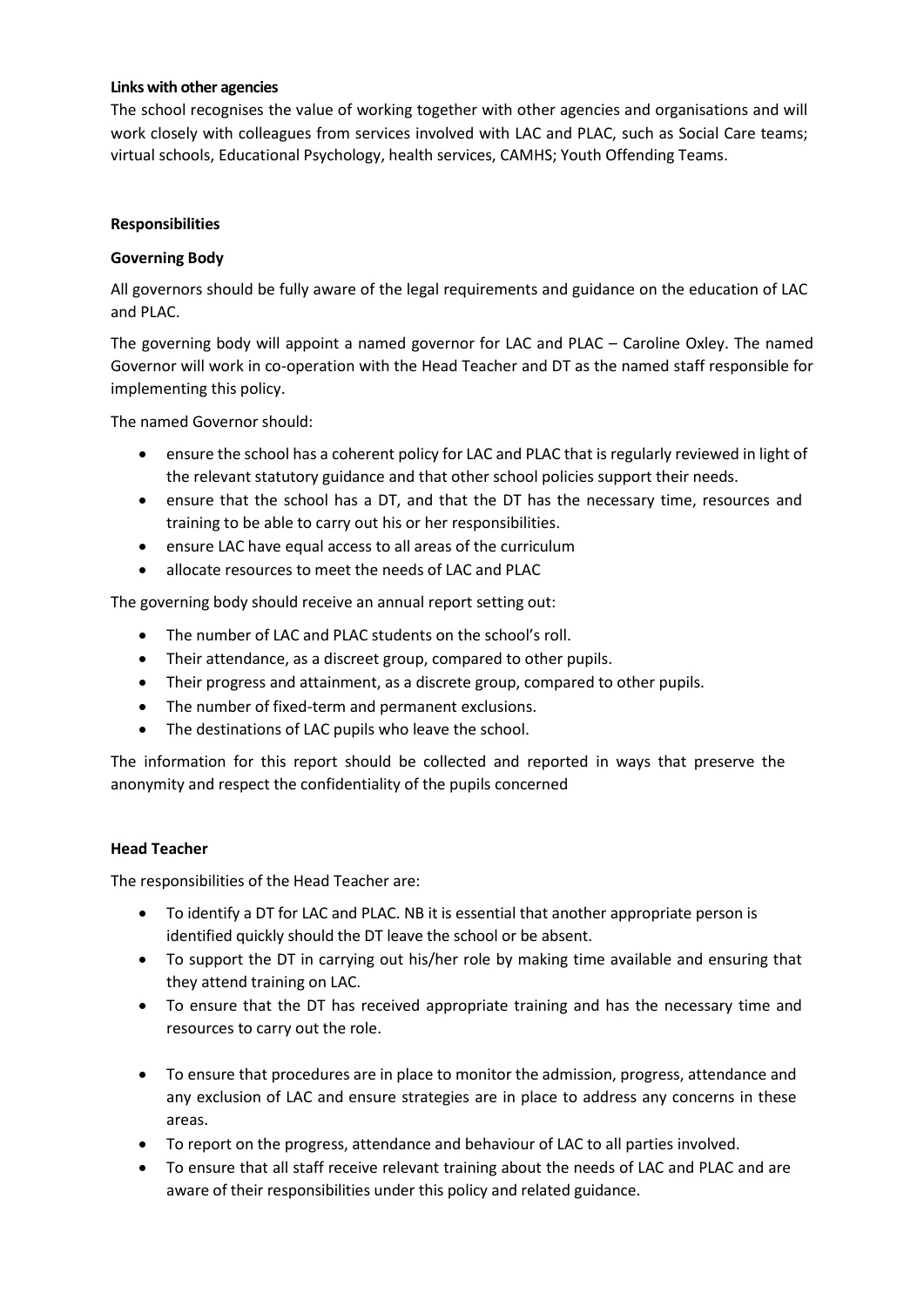**Links with other agencies**

The school recognises the value of working together with other agencies and organisations and will work closely with colleagues from services involved with LAC and PLAC, such as Social Care teams; virtual schools, Educational Psychology, health services, CAMHS; Youth Offending Teams.

**Responsibilities**

**Governing Body**

All governors should be fully aware of the legal requirements and guidance on the education of LAC and PLAC.

The governing body will appoint a named governor for LAC and PLAC – Caroline Oxley. The named Governor will work in co-operation with the Head Teacher and DT as the named staff responsible for implementing this policy.

The named Governor should:

- ensure the school has a coherent policy for LAC and PLAC that is regularly reviewed in light of the relevant statutory guidance and that other school policies support their needs.
- ensure that the school has a DT, and that the DT has the necessary time, resources and training to be able to carry out his or her responsibilities.
- ensure LAC have equal access to all areas of the curriculum
- allocate resources to meet the needs of LAC and PLAC

The governing body should receive an annual report setting out:

- The number of LAC and PLAC students on the school's roll.
- Their attendance, as a discreet group, compared to other pupils.
- Their progress and attainment, as a discrete group, compared to other pupils.
- The number of fixed-term and permanent exclusions.
- The destinations of LAC pupils who leave the school.

The information for this report should be collected and reported in ways that preserve the anonymity and respect the confidentiality of the pupils concerned

**Head Teacher**

The responsibilities of the Head Teacher are:

- To identify a DT for LAC and PLAC. NB it is essential that another appropriate person is identified quickly should the DT leave the school or be absent.
- To support the DT in carrying out his/her role by making time available and ensuring that they attend training on LAC.
- To ensure that the DT has received appropriate training and has the necessary time and resources to carry out the role.
- To ensure that procedures are in place to monitor the admission, progress, attendance and any exclusion of LAC and ensure strategies are in place to address any concerns in these areas.
- To report on the progress, attendance and behaviour of LAC to all parties involved.
- To ensure that all staff receive relevant training about the needs of LAC and PLAC and are aware of their responsibilities under this policy and related guidance.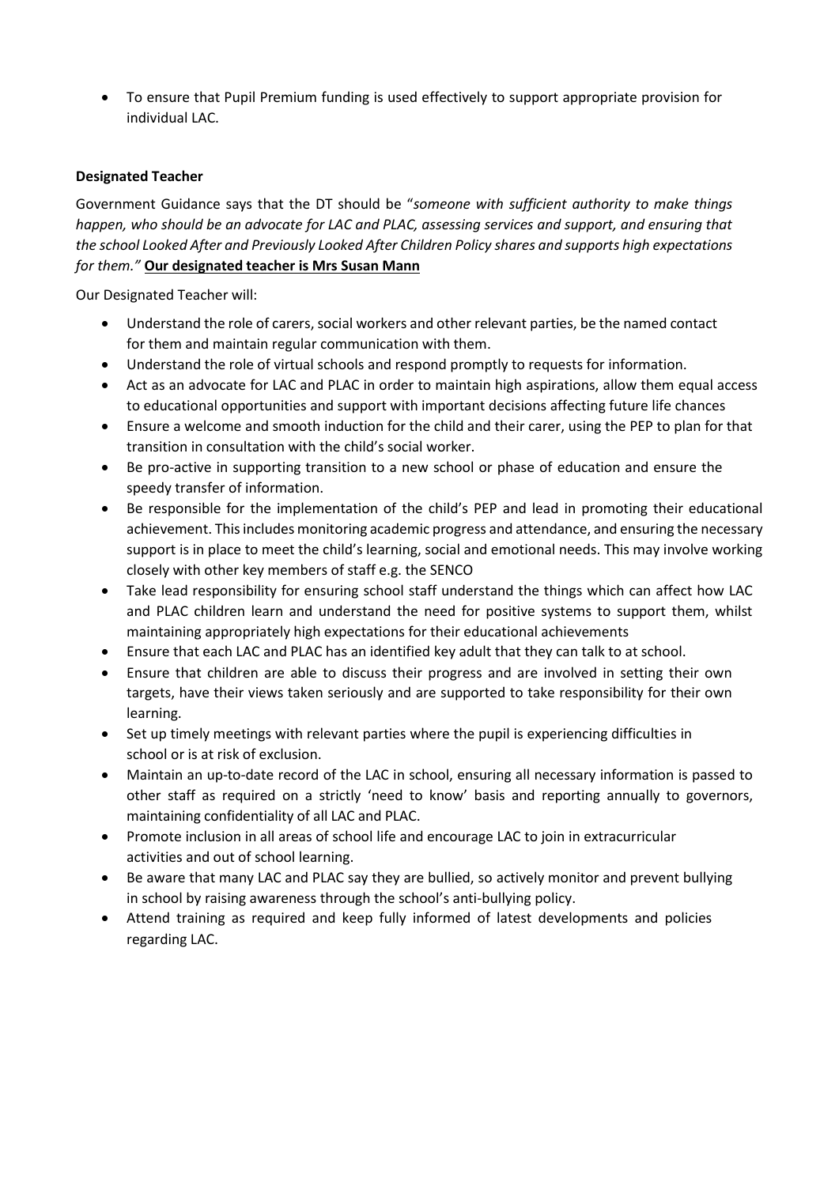- To ensure that Pupil Premium funding is used effectively to support appropriate provision for individual LAC.

**Designated Teacher**

Government Guidance says that the DT should be "*someone with sufficient authority to make things happen, who should be an advocate for LAC and PLAC, assessing services and support, and ensuring that the school Looked After and Previously Looked After Children Policy shares and supports high expectations for them.*" **Our designated teacher is Mrs Susan Mann**

Our Designated Teacher will:

- Understand the role of carers, social workers and other relevant parties, be the named contact for them and maintain regular communication with them.
- Understand the role of virtual schools and respond promptly to requests for information.
- Act as an advocate for LAC and PLAC in order to maintain high aspirations, allow them equal access to educational opportunities and support with important decisions affecting future life chances
- Ensure a welcome and smooth induction for the child and their carer, using the PEP to plan for that transition in consultation with the child's social worker.
- Be pro-active in supporting transition to a new school or phase of education and ensure the speedy transfer of information.
- Be responsible for the implementation of the child's PEP and lead in promoting their educational achievement. This includes monitoring academic progress and attendance, and ensuring the necessary support is in place to meet the child's learning, social and emotional needs. This may involve working closely with other key members of staff e.g. the SENCO
- Take lead responsibility for ensuring school staff understand the things which can affect how LAC and PLAC children learn and understand the need for positive systems to support them, whilst maintaining appropriately high expectations for their educational achievements
- Ensure that each LAC and PLAC has an identified key adult that they can talk to at school.
- Ensure that children are able to discuss their progress and are involved in setting their own targets, have their views taken seriously and are supported to take responsibility for their own learning.
- Set up timely meetings with relevant parties where the pupil is experiencing difficulties in school or is at risk of exclusion.
- Maintain an up-to-date record of the LAC in school, ensuring all necessary information is passed to other staff as required on a strictly 'need to know' basis and reporting annually to governors, maintaining confidentiality of all LAC and PLAC.
- Promote inclusion in all areas of school life and encourage LAC to join in extracurricular activities and out of school learning.
- Be aware that many LAC and PLAC say they are bullied, so actively monitor and prevent bullying in school by raising awareness through the school's anti-bullying policy.
- Attend training as required and keep fully informed of latest developments and policies regarding LAC.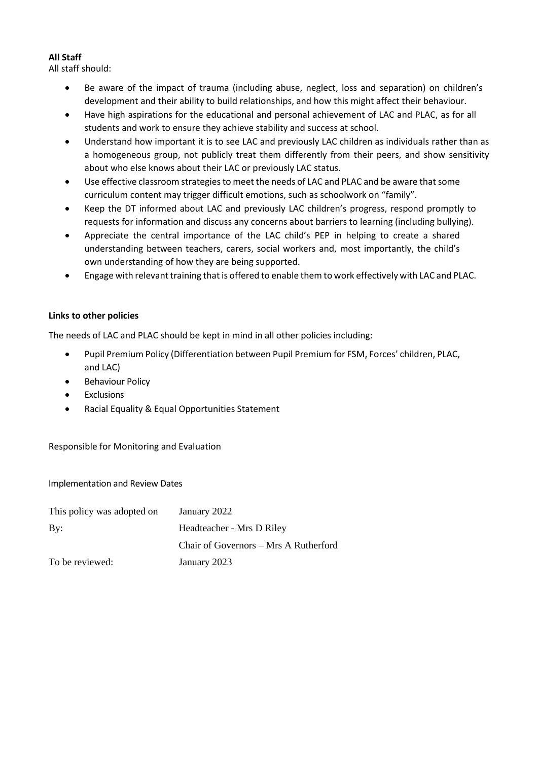**All Staff**

All staff should:

- Be aware of the impact of trauma (including abuse, neglect, loss and separation) on children's development and their ability to build relationships, and how this might affect their behaviour.
- Have high aspirations for the educational and personal achievement of LAC and PLAC, as for all students and work to ensure they achieve stability and success at school.
- Understand how important it is to see LAC and previously LAC children as individuals rather than as a homogeneous group, not publicly treat them differently from their peers, and show sensitivity about who else knows about their LAC or previously LAC status.
- Use effective classroom strategies to meet the needs of LAC and PLAC and be aware that some curriculum content may trigger difficult emotions, such as schoolwork on "family".
- Keep the DT informed about LAC and previously LAC children's progress, respond promptly to requests for information and discuss any concerns about barriers to learning (including bullying).
- Appreciate the central importance of the LAC child's PEP in helping to create a shared understanding between teachers, carers, social workers and, most importantly, the child's own understanding of how they are being supported.
- Engage with relevant training that is offered to enable them to work effectively with LAC and PLAC.

**Links to other policies**

The needs of LAC and PLAC should be kept in mind in all other policies including:

- Pupil Premium Policy (Differentiation between Pupil Premium for FSM, Forces' children, PLAC, and LAC)
- Behaviour Policy
- Exclusions
- Racial Equality & Equal Opportunities Statement

Responsible for Monitoring and Evaluation

Implementation and Review Dates

| | |
|---|---|
| This policy was adopted on | January 2022 |
| By: | Headteacher - Mrs D Riley |
| | Chair of Governors – Mrs A Rutherford |
| To be reviewed: | January 2023 |